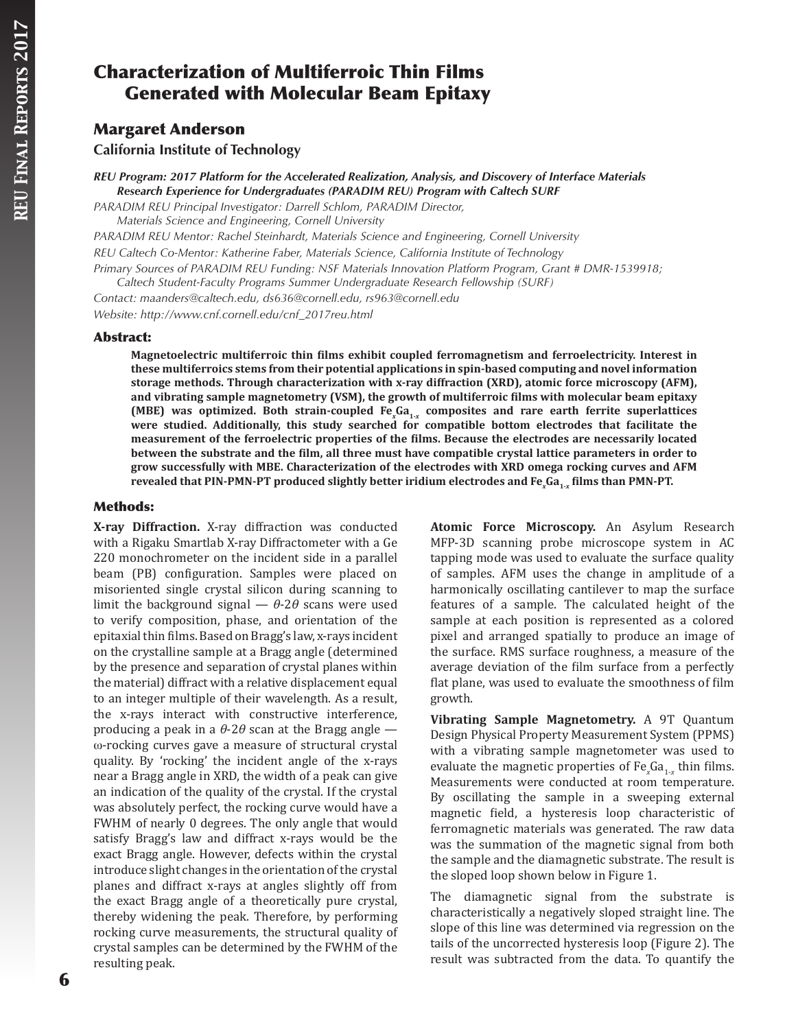# Characterization of Multiferroic Thin Films Generated with Molecular Beam Epitaxy

## Margaret Anderson

**California Institute of Technology**

***REU Program: 2017 Platform for the Accelerated Realization, Analysis, and Discovery of Interface Materials Research Experience for Undergraduates (PARADIM REU) Program with Caltech SURF***

*PARADIM REU Principal Investigator: Darrell Schlom, PARADIM Director, Materials Science and Engineering, Cornell University*

*PARADIM REU Mentor: Rachel Steinhardt, Materials Science and Engineering, Cornell University*

*REU Caltech Co-Mentor: Katherine Faber, Materials Science, California Institute of Technology*

*Primary Sources of PARADIM REU Funding: NSF Materials Innovation Platform Program, Grant # DMR-1539918; Caltech Student-Faculty Programs Summer Undergraduate Research Fellowship (SURF)*

*Contact: maanders@caltech.edu, ds636@cornell.edu, rs963@cornell.edu*

*Website: http://www.cnf.cornell.edu/cnf_2017reu.html*

### Abstract:

**Magnetoelectric multiferroic thin films exhibit coupled ferromagnetism and ferroelectricity. Interest in these multiferroics stems from their potential applications in spin-based computing and novel information storage methods. Through characterization with x-ray diffraction (XRD), atomic force microscopy (AFM), and vibrating sample magnetometry (VSM), the growth of multiferroic films with molecular beam epitaxy (MBE) was optimized. Both strain-coupled $Fe_xGa_{1-x}$ composites and rare earth ferrite superlattices were studied. Additionally, this study searched for compatible bottom electrodes that facilitate the measurement of the ferroelectric properties of the films. Because the electrodes are necessarily located between the substrate and the film, all three must have compatible crystal lattice parameters in order to grow successfully with MBE. Characterization of the electrodes with XRD omega rocking curves and AFM revealed that PIN-PMN-PT produced slightly better iridium electrodes and $Fe_xGa_{1-x}$ films than PMN-PT.**

### Methods:

**X-ray Diffraction.** X-ray diffraction was conducted with a Rigaku Smartlab X-ray Diffractometer with a Ge 220 monochrometer on the incident side in a parallel beam (PB) configuration. Samples were placed on misoriented single crystal silicon during scanning to limit the background signal — $\theta$-2$\theta$ scans were used to verify composition, phase, and orientation of the epitaxial thin films. Based on Bragg's law, x-rays incident on the crystalline sample at a Bragg angle (determined by the presence and separation of crystal planes within the material) diffract with a relative displacement equal to an integer multiple of their wavelength. As a result, the x-rays interact with constructive interference, producing a peak in a $\theta$-2$\theta$ scan at the Bragg angle — ω-rocking curves gave a measure of structural crystal quality. By 'rocking' the incident angle of the x-rays near a Bragg angle in XRD, the width of a peak can give an indication of the quality of the crystal. If the crystal was absolutely perfect, the rocking curve would have a FWHM of nearly 0 degrees. The only angle that would satisfy Bragg's law and diffract x-rays would be the exact Bragg angle. However, defects within the crystal introduce slight changes in the orientation of the crystal planes and diffract x-rays at angles slightly off from the exact Bragg angle of a theoretically pure crystal, thereby widening the peak. Therefore, by performing rocking curve measurements, the structural quality of crystal samples can be determined by the FWHM of the resulting peak.

**Atomic Force Microscopy.** An Asylum Research MFP-3D scanning probe microscope system in AC tapping mode was used to evaluate the surface quality of samples. AFM uses the change in amplitude of a harmonically oscillating cantilever to map the surface features of a sample. The calculated height of the sample at each position is represented as a colored pixel and arranged spatially to produce an image of the surface. RMS surface roughness, a measure of the average deviation of the film surface from a perfectly flat plane, was used to evaluate the smoothness of film growth.

**Vibrating Sample Magnetometry.** A 9T Quantum Design Physical Property Measurement System (PPMS) with a vibrating sample magnetometer was used to evaluate the magnetic properties of $Fe_xGa_{1-x}$ thin films. Measurements were conducted at room temperature. By oscillating the sample in a sweeping external magnetic field, a hysteresis loop characteristic of ferromagnetic materials was generated. The raw data was the summation of the magnetic signal from both the sample and the diamagnetic substrate. The result is the sloped loop shown below in Figure 1.

The diamagnetic signal from the substrate is characteristically a negatively sloped straight line. The slope of this line was determined via regression on the tails of the uncorrected hysteresis loop (Figure 2). The result was subtracted from the data. To quantify the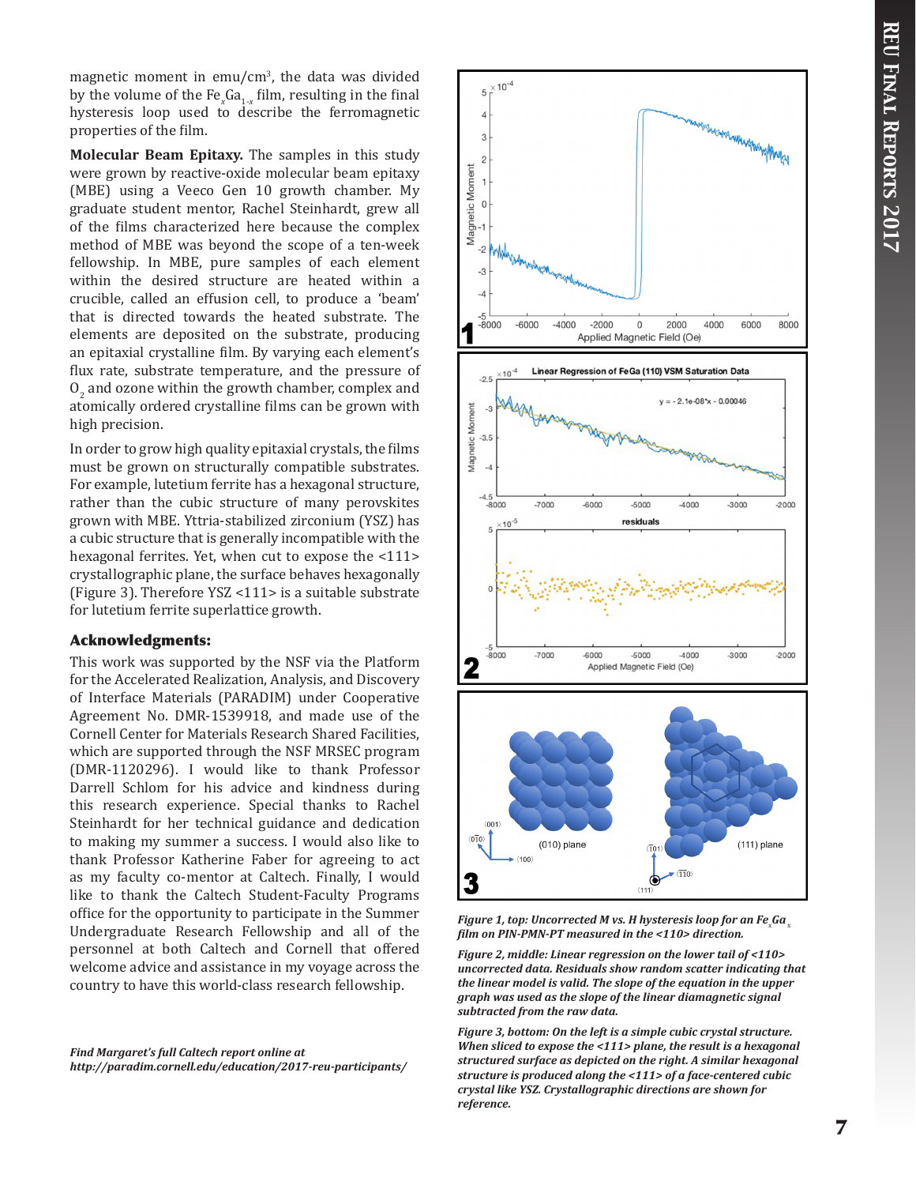magnetic moment in emu/cm$^3$, the data was divided by the volume of the $Fe_xGa_{1-x}$ film, resulting in the final hysteresis loop used to describe the ferromagnetic properties of the film.

**Molecular Beam Epitaxy.** The samples in this study were grown by reactive-oxide molecular beam epitaxy (MBE) using a Veeco Gen 10 growth chamber. My graduate student mentor, Rachel Steinhardt, grew all of the films characterized here because the complex method of MBE was beyond the scope of a ten-week fellowship. In MBE, pure samples of each element within the desired structure are heated within a crucible, called an effusion cell, to produce a 'beam' that is directed towards the heated substrate. The elements are deposited on the substrate, producing an epitaxial crystalline film. By varying each element's flux rate, substrate temperature, and the pressure of $O_2$ and ozone within the growth chamber, complex and atomically ordered crystalline films can be grown with high precision.

In order to grow high quality epitaxial crystals, the films must be grown on structurally compatible substrates. For example, lutetium ferrite has a hexagonal structure, rather than the cubic structure of many perovskites grown with MBE. Yttria-stabilized zirconium (YSZ) has a cubic structure that is generally incompatible with the hexagonal ferrites. Yet, when cut to expose the <111> crystallographic plane, the surface behaves hexagonally (Figure 3). Therefore YSZ <111> is a suitable substrate for lutetium ferrite superlattice growth.

### Acknowledgments:

This work was supported by the NSF via the Platform for the Accelerated Realization, Analysis, and Discovery of Interface Materials (PARADIM) under Cooperative Agreement No. DMR-1539918, and made use of the Cornell Center for Materials Research Shared Facilities, which are supported through the NSF MRSEC program (DMR-1120296). I would like to thank Professor Darrell Schlom for his advice and kindness during this research experience. Special thanks to Rachel Steinhardt for her technical guidance and dedication to making my summer a success. I would also like to thank Professor Katherine Faber for agreeing to act as my faculty co-mentor at Caltech. Finally, I would like to thank the Caltech Student-Faculty Programs office for the opportunity to participate in the Summer Undergraduate Research Fellowship and all of the personnel at both Caltech and Cornell that offered welcome advice and assistance in my voyage across the country to have this world-class research fellowship.

*Find Margaret's full Caltech report online at http://paradim.cornell.edu/education/2017-reu-participants/*

1

Magnetic Moment
×10$^{-4}$
Applied Magnetic Field (Oe)

2

Linear Regression of FeGa (110) VSM Saturation Data
y = -2.1e-08*x - 0.00046
Magnetic Moment
residuals
Applied Magnetic Field (Oe)

3

(010) plane
(111) plane

*Figure 1, top: Uncorrected M vs. H hysteresis loop for an $Fe_xGa_x$ film on PIN-PMN-PT measured in the <110> direction.*

*Figure 2, middle: Linear regression on the lower tail of <110> uncorrected data. Residuals show random scatter indicating that the linear model is valid. The slope of the equation in the upper graph was used as the slope of the linear diamagnetic signal subtracted from the raw data.*

*Figure 3, bottom: On the left is a simple cubic crystal structure. When sliced to expose the <111> plane, the result is a hexagonal structured surface as depicted on the right. A similar hexagonal structure is produced along the <111> of a face-centered cubic crystal like YSZ. Crystallographic directions are shown for reference.*